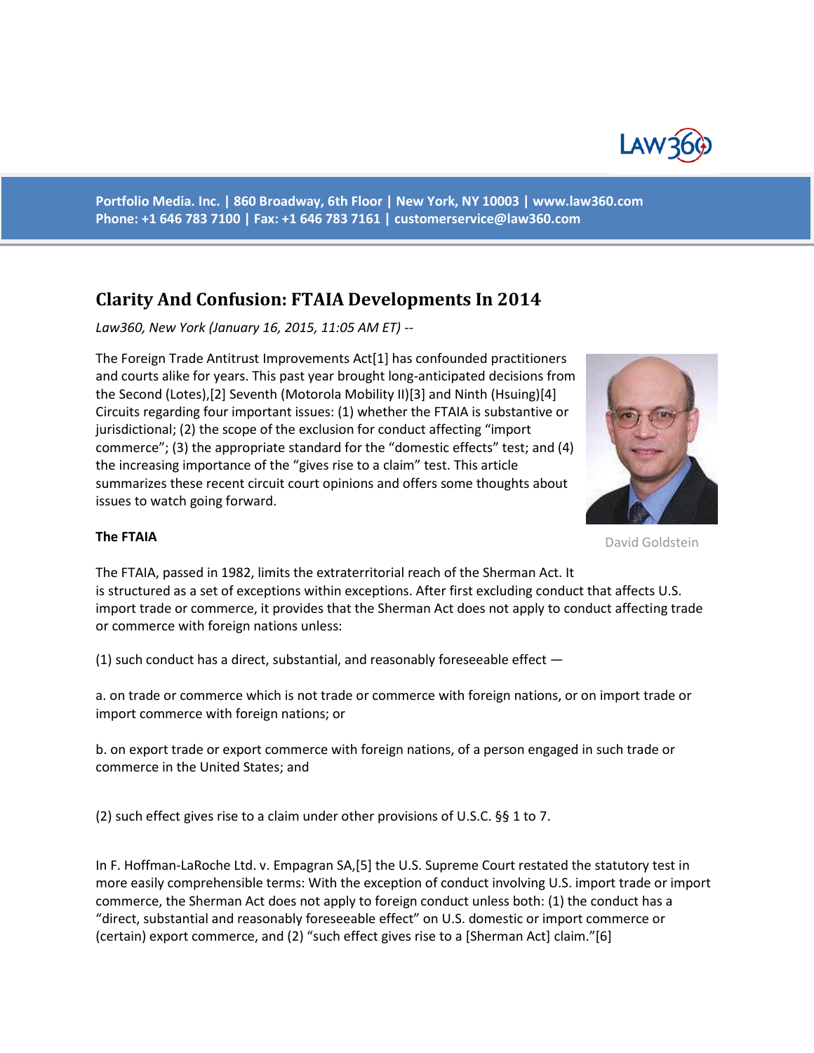Portfolio Media. Inc. | 860 Broadway, 6th Floor | New York, NY 10003 | www.law360.com
Phone: +1 646 783 7100 | Fax: +1 646 783 7161 | customerservice@law360.com

# Clarity And Confusion: FTAIA Developments In 2014

*Law360, New York (January 16, 2015, 11:05 AM ET) --*

The Foreign Trade Antitrust Improvements Act[1] has confounded practitioners and courts alike for years. This past year brought long-anticipated decisions from the Second (Lotes),[2] Seventh (Motorola Mobility II)[3] and Ninth (Hsuing)[4] Circuits regarding four important issues: (1) whether the FTAIA is substantive or jurisdictional; (2) the scope of the exclusion for conduct affecting "import commerce"; (3) the appropriate standard for the "domestic effects" test; and (4) the increasing importance of the "gives rise to a claim" test. This article summarizes these recent circuit court opinions and offers some thoughts about issues to watch going forward.

David Goldstein

**The FTAIA**

The FTAIA, passed in 1982, limits the extraterritorial reach of the Sherman Act. It is structured as a set of exceptions within exceptions. After first excluding conduct that affects U.S. import trade or commerce, it provides that the Sherman Act does not apply to conduct affecting trade or commerce with foreign nations unless:

(1) such conduct has a direct, substantial, and reasonably foreseeable effect —

a. on trade or commerce which is not trade or commerce with foreign nations, or on import trade or import commerce with foreign nations; or

b. on export trade or export commerce with foreign nations, of a person engaged in such trade or commerce in the United States; and

(2) such effect gives rise to a claim under other provisions of U.S.C. §§ 1 to 7.

In F. Hoffman-LaRoche Ltd. v. Empagran SA,[5] the U.S. Supreme Court restated the statutory test in more easily comprehensible terms: With the exception of conduct involving U.S. import trade or import commerce, the Sherman Act does not apply to foreign conduct unless both: (1) the conduct has a "direct, substantial and reasonably foreseeable effect" on U.S. domestic or import commerce or (certain) export commerce, and (2) "such effect gives rise to a [Sherman Act] claim."[6]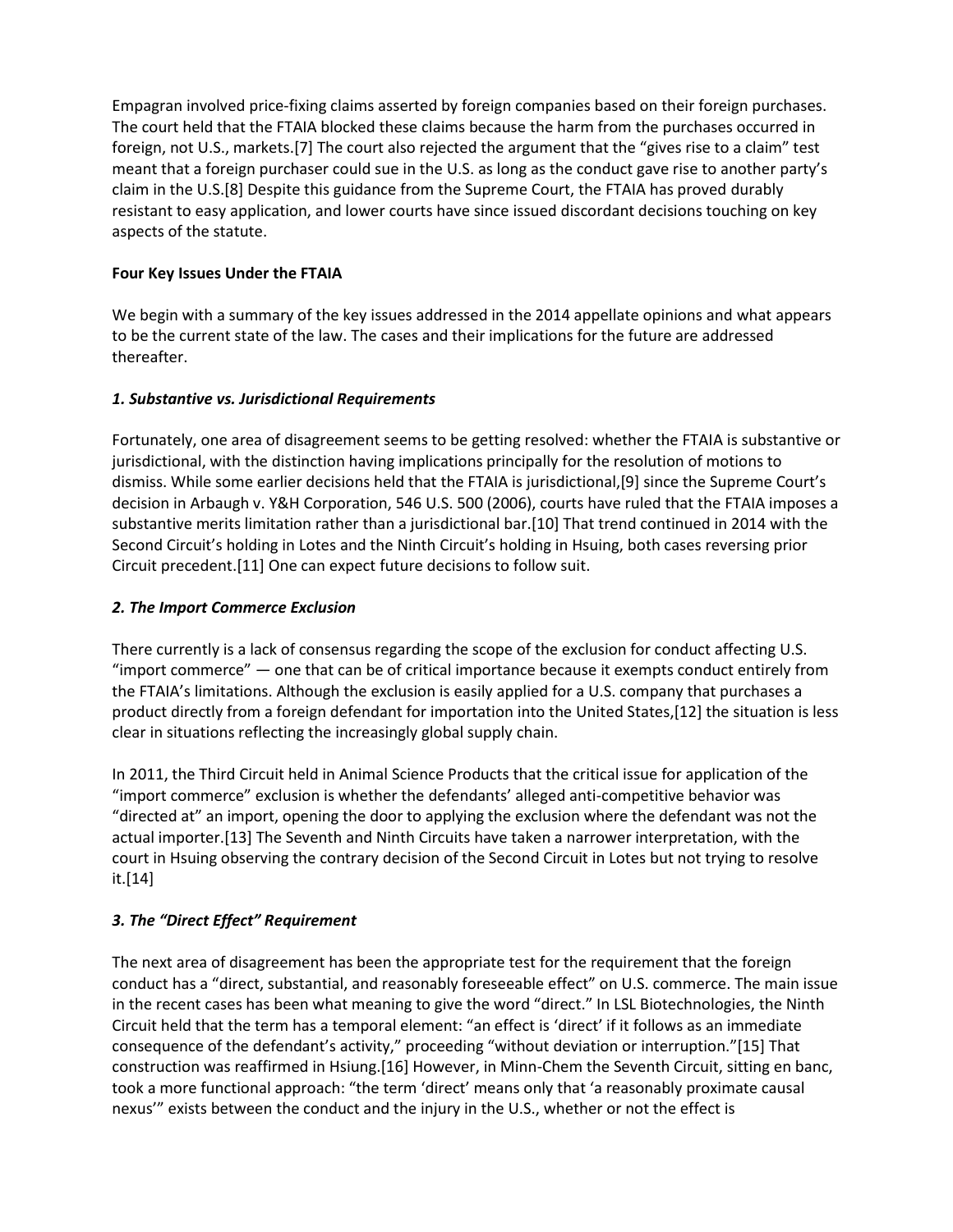Empagran involved price-fixing claims asserted by foreign companies based on their foreign purchases. The court held that the FTAIA blocked these claims because the harm from the purchases occurred in foreign, not U.S., markets.[7] The court also rejected the argument that the "gives rise to a claim" test meant that a foreign purchaser could sue in the U.S. as long as the conduct gave rise to another party's claim in the U.S.[8] Despite this guidance from the Supreme Court, the FTAIA has proved durably resistant to easy application, and lower courts have since issued discordant decisions touching on key aspects of the statute.

**Four Key Issues Under the FTAIA**

We begin with a summary of the key issues addressed in the 2014 appellate opinions and what appears to be the current state of the law. The cases and their implications for the future are addressed thereafter.

***1. Substantive vs. Jurisdictional Requirements***

Fortunately, one area of disagreement seems to be getting resolved: whether the FTAIA is substantive or jurisdictional, with the distinction having implications principally for the resolution of motions to dismiss. While some earlier decisions held that the FTAIA is jurisdictional,[9] since the Supreme Court's decision in Arbaugh v. Y&H Corporation, 546 U.S. 500 (2006), courts have ruled that the FTAIA imposes a substantive merits limitation rather than a jurisdictional bar.[10] That trend continued in 2014 with the Second Circuit's holding in Lotes and the Ninth Circuit's holding in Hsuing, both cases reversing prior Circuit precedent.[11] One can expect future decisions to follow suit.

***2. The Import Commerce Exclusion***

There currently is a lack of consensus regarding the scope of the exclusion for conduct affecting U.S. "import commerce" — one that can be of critical importance because it exempts conduct entirely from the FTAIA's limitations. Although the exclusion is easily applied for a U.S. company that purchases a product directly from a foreign defendant for importation into the United States,[12] the situation is less clear in situations reflecting the increasingly global supply chain.

In 2011, the Third Circuit held in Animal Science Products that the critical issue for application of the "import commerce" exclusion is whether the defendants' alleged anti-competitive behavior was "directed at" an import, opening the door to applying the exclusion where the defendant was not the actual importer.[13] The Seventh and Ninth Circuits have taken a narrower interpretation, with the court in Hsuing observing the contrary decision of the Second Circuit in Lotes but not trying to resolve it.[14]

***3. The "Direct Effect" Requirement***

The next area of disagreement has been the appropriate test for the requirement that the foreign conduct has a "direct, substantial, and reasonably foreseeable effect" on U.S. commerce. The main issue in the recent cases has been what meaning to give the word "direct." In LSL Biotechnologies, the Ninth Circuit held that the term has a temporal element: "an effect is 'direct' if it follows as an immediate consequence of the defendant's activity," proceeding "without deviation or interruption."[15] That construction was reaffirmed in Hsiung.[16] However, in Minn-Chem the Seventh Circuit, sitting en banc, took a more functional approach: "the term 'direct' means only that 'a reasonably proximate causal nexus'" exists between the conduct and the injury in the U.S., whether or not the effect is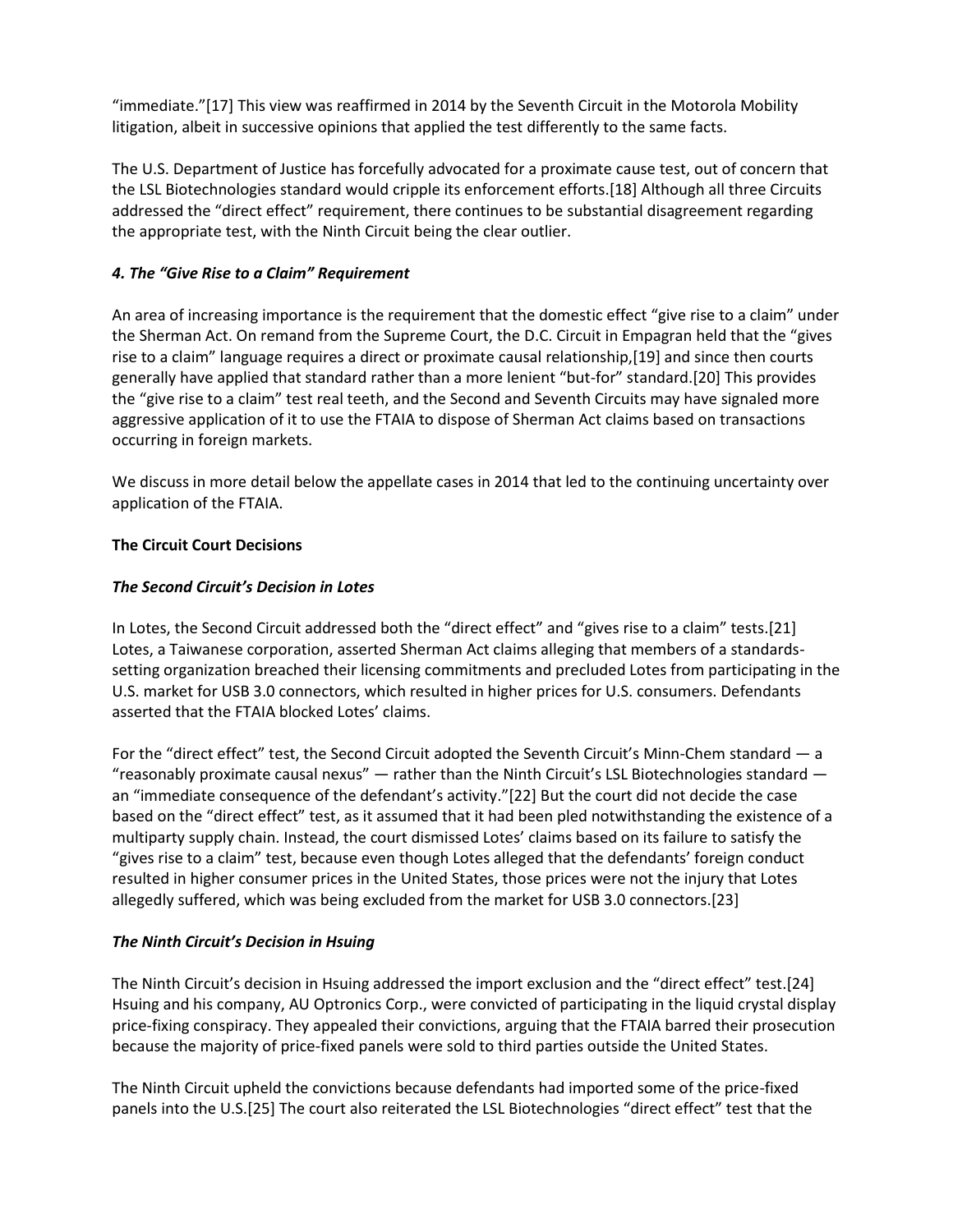"immediate."[17] This view was reaffirmed in 2014 by the Seventh Circuit in the Motorola Mobility litigation, albeit in successive opinions that applied the test differently to the same facts.

The U.S. Department of Justice has forcefully advocated for a proximate cause test, out of concern that the LSL Biotechnologies standard would cripple its enforcement efforts.[18] Although all three Circuits addressed the "direct effect" requirement, there continues to be substantial disagreement regarding the appropriate test, with the Ninth Circuit being the clear outlier.

#### *4. The "Give Rise to a Claim" Requirement*

An area of increasing importance is the requirement that the domestic effect "give rise to a claim" under the Sherman Act. On remand from the Supreme Court, the D.C. Circuit in Empagran held that the "gives rise to a claim" language requires a direct or proximate causal relationship,[19] and since then courts generally have applied that standard rather than a more lenient "but-for" standard.[20] This provides the "give rise to a claim" test real teeth, and the Second and Seventh Circuits may have signaled more aggressive application of it to use the FTAIA to dispose of Sherman Act claims based on transactions occurring in foreign markets.

We discuss in more detail below the appellate cases in 2014 that led to the continuing uncertainty over application of the FTAIA.

### **The Circuit Court Decisions**

#### *The Second Circuit's Decision in Lotes*

In Lotes, the Second Circuit addressed both the "direct effect" and "gives rise to a claim" tests.[21] Lotes, a Taiwanese corporation, asserted Sherman Act claims alleging that members of a standards-setting organization breached their licensing commitments and precluded Lotes from participating in the U.S. market for USB 3.0 connectors, which resulted in higher prices for U.S. consumers. Defendants asserted that the FTAIA blocked Lotes' claims.

For the "direct effect" test, the Second Circuit adopted the Seventh Circuit's Minn-Chem standard — a "reasonably proximate causal nexus" — rather than the Ninth Circuit's LSL Biotechnologies standard — an "immediate consequence of the defendant's activity."[22] But the court did not decide the case based on the "direct effect" test, as it assumed that it had been pled notwithstanding the existence of a multiparty supply chain. Instead, the court dismissed Lotes' claims based on its failure to satisfy the "gives rise to a claim" test, because even though Lotes alleged that the defendants' foreign conduct resulted in higher consumer prices in the United States, those prices were not the injury that Lotes allegedly suffered, which was being excluded from the market for USB 3.0 connectors.[23]

#### *The Ninth Circuit's Decision in Hsuing*

The Ninth Circuit's decision in Hsuing addressed the import exclusion and the "direct effect" test.[24] Hsuing and his company, AU Optronics Corp., were convicted of participating in the liquid crystal display price-fixing conspiracy. They appealed their convictions, arguing that the FTAIA barred their prosecution because the majority of price-fixed panels were sold to third parties outside the United States.

The Ninth Circuit upheld the convictions because defendants had imported some of the price-fixed panels into the U.S.[25] The court also reiterated the LSL Biotechnologies "direct effect" test that the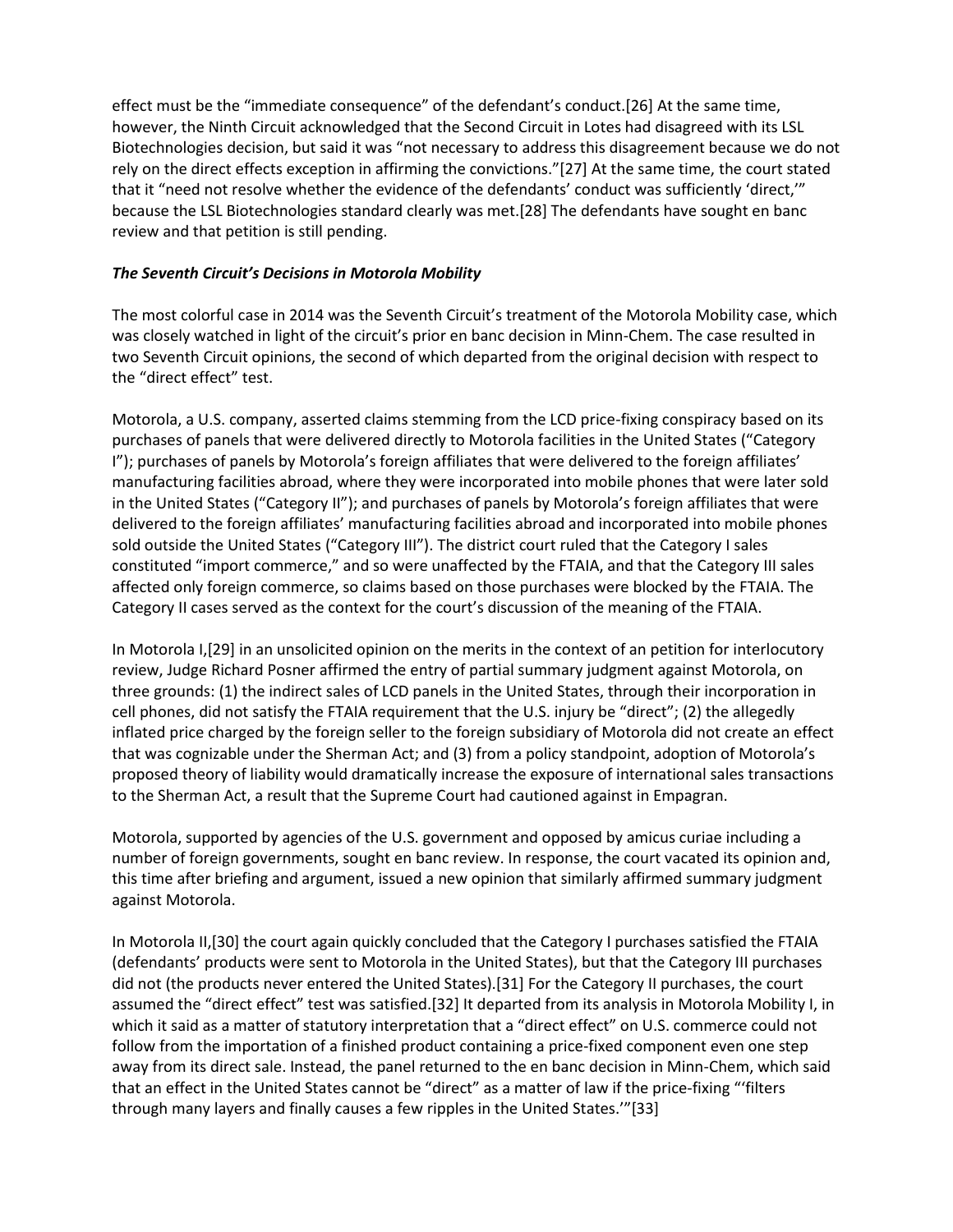effect must be the "immediate consequence" of the defendant's conduct.[26] At the same time, however, the Ninth Circuit acknowledged that the Second Circuit in Lotes had disagreed with its LSL Biotechnologies decision, but said it was "not necessary to address this disagreement because we do not rely on the direct effects exception in affirming the convictions."[27] At the same time, the court stated that it "need not resolve whether the evidence of the defendants' conduct was sufficiently 'direct,'" because the LSL Biotechnologies standard clearly was met.[28] The defendants have sought en banc review and that petition is still pending.

***The Seventh Circuit's Decisions in Motorola Mobility***

The most colorful case in 2014 was the Seventh Circuit's treatment of the Motorola Mobility case, which was closely watched in light of the circuit's prior en banc decision in Minn-Chem. The case resulted in two Seventh Circuit opinions, the second of which departed from the original decision with respect to the "direct effect" test.

Motorola, a U.S. company, asserted claims stemming from the LCD price-fixing conspiracy based on its purchases of panels that were delivered directly to Motorola facilities in the United States ("Category I"); purchases of panels by Motorola's foreign affiliates that were delivered to the foreign affiliates' manufacturing facilities abroad, where they were incorporated into mobile phones that were later sold in the United States ("Category II"); and purchases of panels by Motorola's foreign affiliates that were delivered to the foreign affiliates' manufacturing facilities abroad and incorporated into mobile phones sold outside the United States ("Category III"). The district court ruled that the Category I sales constituted "import commerce," and so were unaffected by the FTAIA, and that the Category III sales affected only foreign commerce, so claims based on those purchases were blocked by the FTAIA. The Category II cases served as the context for the court's discussion of the meaning of the FTAIA.

In Motorola I,[29] in an unsolicited opinion on the merits in the context of an petition for interlocutory review, Judge Richard Posner affirmed the entry of partial summary judgment against Motorola, on three grounds: (1) the indirect sales of LCD panels in the United States, through their incorporation in cell phones, did not satisfy the FTAIA requirement that the U.S. injury be "direct"; (2) the allegedly inflated price charged by the foreign seller to the foreign subsidiary of Motorola did not create an effect that was cognizable under the Sherman Act; and (3) from a policy standpoint, adoption of Motorola's proposed theory of liability would dramatically increase the exposure of international sales transactions to the Sherman Act, a result that the Supreme Court had cautioned against in Empagran.

Motorola, supported by agencies of the U.S. government and opposed by amicus curiae including a number of foreign governments, sought en banc review. In response, the court vacated its opinion and, this time after briefing and argument, issued a new opinion that similarly affirmed summary judgment against Motorola.

In Motorola II,[30] the court again quickly concluded that the Category I purchases satisfied the FTAIA (defendants' products were sent to Motorola in the United States), but that the Category III purchases did not (the products never entered the United States).[31] For the Category II purchases, the court assumed the "direct effect" test was satisfied.[32] It departed from its analysis in Motorola Mobility I, in which it said as a matter of statutory interpretation that a "direct effect" on U.S. commerce could not follow from the importation of a finished product containing a price-fixed component even one step away from its direct sale. Instead, the panel returned to the en banc decision in Minn-Chem, which said that an effect in the United States cannot be "direct" as a matter of law if the price-fixing "'filters through many layers and finally causes a few ripples in the United States.'"[33]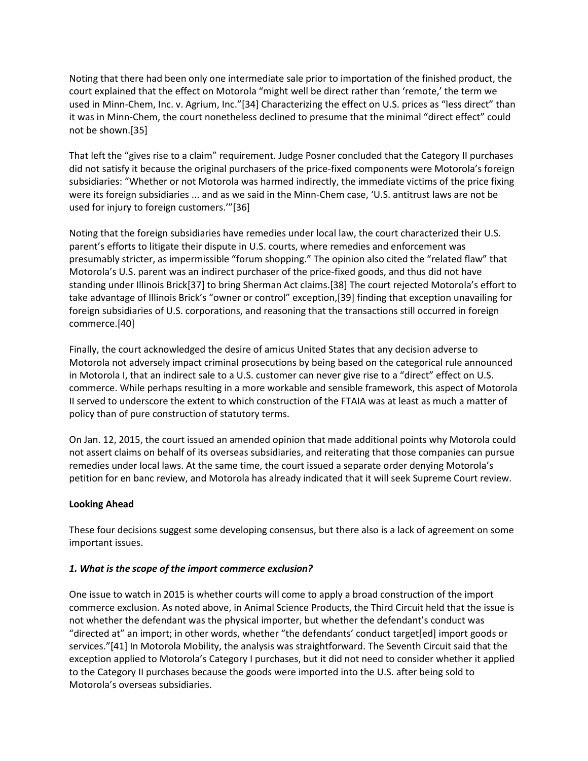Noting that there had been only one intermediate sale prior to importation of the finished product, the court explained that the effect on Motorola "might well be direct rather than 'remote,' the term we used in Minn-Chem, Inc. v. Agrium, Inc."[34] Characterizing the effect on U.S. prices as "less direct" than it was in Minn-Chem, the court nonetheless declined to presume that the minimal "direct effect" could not be shown.[35]

That left the "gives rise to a claim" requirement. Judge Posner concluded that the Category II purchases did not satisfy it because the original purchasers of the price-fixed components were Motorola's foreign subsidiaries: "Whether or not Motorola was harmed indirectly, the immediate victims of the price fixing were its foreign subsidiaries ... and as we said in the Minn-Chem case, 'U.S. antitrust laws are not be used for injury to foreign customers.'"[36]

Noting that the foreign subsidiaries have remedies under local law, the court characterized their U.S. parent's efforts to litigate their dispute in U.S. courts, where remedies and enforcement was presumably stricter, as impermissible "forum shopping." The opinion also cited the "related flaw" that Motorola's U.S. parent was an indirect purchaser of the price-fixed goods, and thus did not have standing under Illinois Brick[37] to bring Sherman Act claims.[38] The court rejected Motorola's effort to take advantage of Illinois Brick's "owner or control" exception,[39] finding that exception unavailing for foreign subsidiaries of U.S. corporations, and reasoning that the transactions still occurred in foreign commerce.[40]

Finally, the court acknowledged the desire of amicus United States that any decision adverse to Motorola not adversely impact criminal prosecutions by being based on the categorical rule announced in Motorola I, that an indirect sale to a U.S. customer can never give rise to a "direct" effect on U.S. commerce. While perhaps resulting in a more workable and sensible framework, this aspect of Motorola II served to underscore the extent to which construction of the FTAIA was at least as much a matter of policy than of pure construction of statutory terms.

On Jan. 12, 2015, the court issued an amended opinion that made additional points why Motorola could not assert claims on behalf of its overseas subsidiaries, and reiterating that those companies can pursue remedies under local laws. At the same time, the court issued a separate order denying Motorola's petition for en banc review, and Motorola has already indicated that it will seek Supreme Court review.

**Looking Ahead**

These four decisions suggest some developing consensus, but there also is a lack of agreement on some important issues.

***1. What is the scope of the import commerce exclusion?***

One issue to watch in 2015 is whether courts will come to apply a broad construction of the import commerce exclusion. As noted above, in Animal Science Products, the Third Circuit held that the issue is not whether the defendant was the physical importer, but whether the defendant's conduct was "directed at" an import; in other words, whether "the defendants' conduct target[ed] import goods or services."[41] In Motorola Mobility, the analysis was straightforward. The Seventh Circuit said that the exception applied to Motorola's Category I purchases, but it did not need to consider whether it applied to the Category II purchases because the goods were imported into the U.S. after being sold to Motorola's overseas subsidiaries.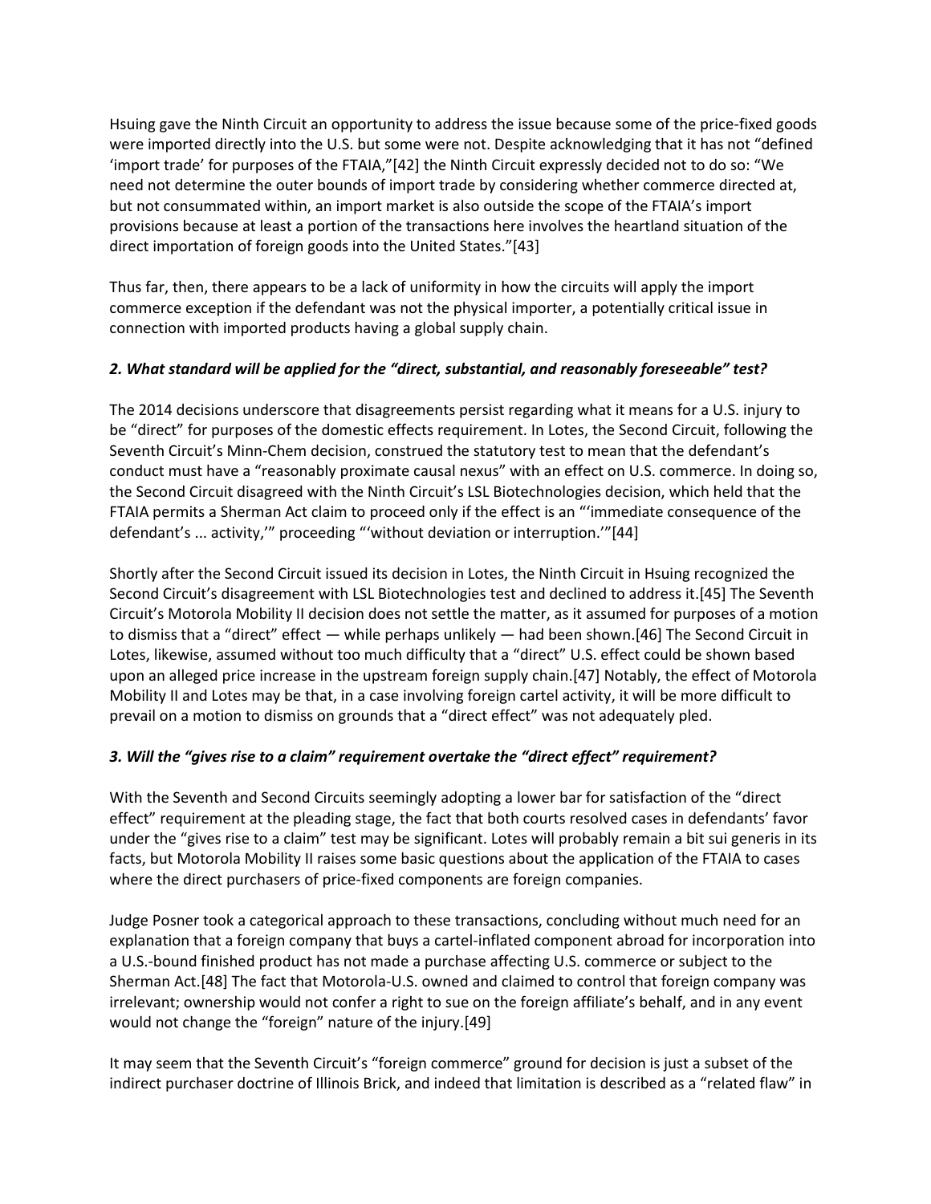Hsuing gave the Ninth Circuit an opportunity to address the issue because some of the price-fixed goods were imported directly into the U.S. but some were not. Despite acknowledging that it has not "defined 'import trade' for purposes of the FTAIA,"[42] the Ninth Circuit expressly decided not to do so: "We need not determine the outer bounds of import trade by considering whether commerce directed at, but not consummated within, an import market is also outside the scope of the FTAIA's import provisions because at least a portion of the transactions here involves the heartland situation of the direct importation of foreign goods into the United States."[43]

Thus far, then, there appears to be a lack of uniformity in how the circuits will apply the import commerce exception if the defendant was not the physical importer, a potentially critical issue in connection with imported products having a global supply chain.

### *2. What standard will be applied for the "direct, substantial, and reasonably foreseeable" test?*

The 2014 decisions underscore that disagreements persist regarding what it means for a U.S. injury to be "direct" for purposes of the domestic effects requirement. In Lotes, the Second Circuit, following the Seventh Circuit's Minn-Chem decision, construed the statutory test to mean that the defendant's conduct must have a "reasonably proximate causal nexus" with an effect on U.S. commerce. In doing so, the Second Circuit disagreed with the Ninth Circuit's LSL Biotechnologies decision, which held that the FTAIA permits a Sherman Act claim to proceed only if the effect is an "'immediate consequence of the defendant's ... activity,'" proceeding "'without deviation or interruption.'"[44]

Shortly after the Second Circuit issued its decision in Lotes, the Ninth Circuit in Hsuing recognized the Second Circuit's disagreement with LSL Biotechnologies test and declined to address it.[45] The Seventh Circuit's Motorola Mobility II decision does not settle the matter, as it assumed for purposes of a motion to dismiss that a "direct" effect — while perhaps unlikely — had been shown.[46] The Second Circuit in Lotes, likewise, assumed without too much difficulty that a "direct" U.S. effect could be shown based upon an alleged price increase in the upstream foreign supply chain.[47] Notably, the effect of Motorola Mobility II and Lotes may be that, in a case involving foreign cartel activity, it will be more difficult to prevail on a motion to dismiss on grounds that a "direct effect" was not adequately pled.

### *3. Will the "gives rise to a claim" requirement overtake the "direct effect" requirement?*

With the Seventh and Second Circuits seemingly adopting a lower bar for satisfaction of the "direct effect" requirement at the pleading stage, the fact that both courts resolved cases in defendants' favor under the "gives rise to a claim" test may be significant. Lotes will probably remain a bit sui generis in its facts, but Motorola Mobility II raises some basic questions about the application of the FTAIA to cases where the direct purchasers of price-fixed components are foreign companies.

Judge Posner took a categorical approach to these transactions, concluding without much need for an explanation that a foreign company that buys a cartel-inflated component abroad for incorporation into a U.S.-bound finished product has not made a purchase affecting U.S. commerce or subject to the Sherman Act.[48] The fact that Motorola-U.S. owned and claimed to control that foreign company was irrelevant; ownership would not confer a right to sue on the foreign affiliate's behalf, and in any event would not change the "foreign" nature of the injury.[49]

It may seem that the Seventh Circuit's "foreign commerce" ground for decision is just a subset of the indirect purchaser doctrine of Illinois Brick, and indeed that limitation is described as a "related flaw" in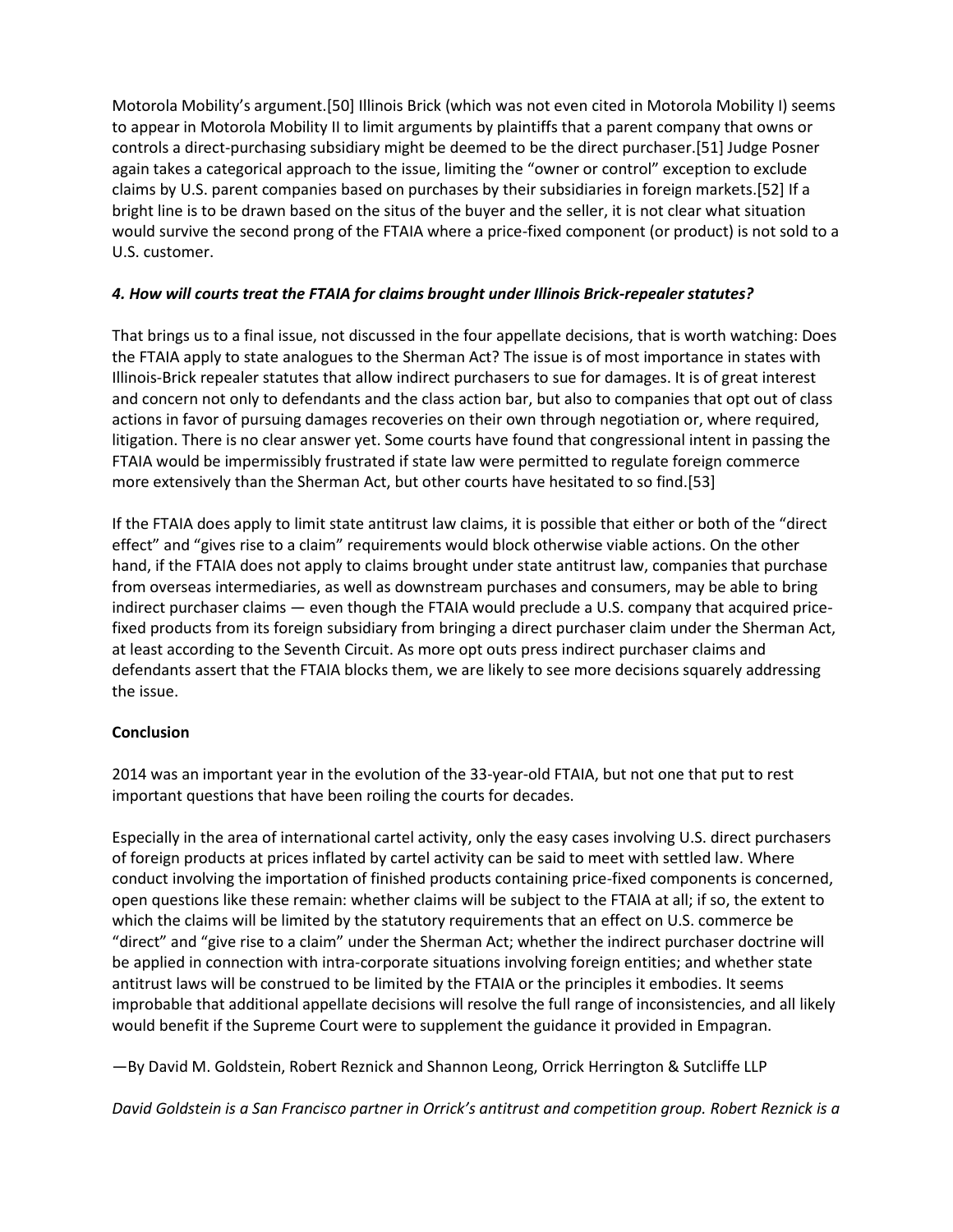Motorola Mobility's argument.[50] Illinois Brick (which was not even cited in Motorola Mobility I) seems to appear in Motorola Mobility II to limit arguments by plaintiffs that a parent company that owns or controls a direct-purchasing subsidiary might be deemed to be the direct purchaser.[51] Judge Posner again takes a categorical approach to the issue, limiting the "owner or control" exception to exclude claims by U.S. parent companies based on purchases by their subsidiaries in foreign markets.[52] If a bright line is to be drawn based on the situs of the buyer and the seller, it is not clear what situation would survive the second prong of the FTAIA where a price-fixed component (or product) is not sold to a U.S. customer.

#### *4. How will courts treat the FTAIA for claims brought under Illinois Brick-repealer statutes?*

That brings us to a final issue, not discussed in the four appellate decisions, that is worth watching: Does the FTAIA apply to state analogues to the Sherman Act? The issue is of most importance in states with Illinois-Brick repealer statutes that allow indirect purchasers to sue for damages. It is of great interest and concern not only to defendants and the class action bar, but also to companies that opt out of class actions in favor of pursuing damages recoveries on their own through negotiation or, where required, litigation. There is no clear answer yet. Some courts have found that congressional intent in passing the FTAIA would be impermissibly frustrated if state law were permitted to regulate foreign commerce more extensively than the Sherman Act, but other courts have hesitated to so find.[53]

If the FTAIA does apply to limit state antitrust law claims, it is possible that either or both of the "direct effect" and "gives rise to a claim" requirements would block otherwise viable actions. On the other hand, if the FTAIA does not apply to claims brought under state antitrust law, companies that purchase from overseas intermediaries, as well as downstream purchases and consumers, may be able to bring indirect purchaser claims — even though the FTAIA would preclude a U.S. company that acquired price-fixed products from its foreign subsidiary from bringing a direct purchaser claim under the Sherman Act, at least according to the Seventh Circuit. As more opt outs press indirect purchaser claims and defendants assert that the FTAIA blocks them, we are likely to see more decisions squarely addressing the issue.

**Conclusion**

2014 was an important year in the evolution of the 33-year-old FTAIA, but not one that put to rest important questions that have been roiling the courts for decades.

Especially in the area of international cartel activity, only the easy cases involving U.S. direct purchasers of foreign products at prices inflated by cartel activity can be said to meet with settled law. Where conduct involving the importation of finished products containing price-fixed components is concerned, open questions like these remain: whether claims will be subject to the FTAIA at all; if so, the extent to which the claims will be limited by the statutory requirements that an effect on U.S. commerce be "direct" and "give rise to a claim" under the Sherman Act; whether the indirect purchaser doctrine will be applied in connection with intra-corporate situations involving foreign entities; and whether state antitrust laws will be construed to be limited by the FTAIA or the principles it embodies. It seems improbable that additional appellate decisions will resolve the full range of inconsistencies, and all likely would benefit if the Supreme Court were to supplement the guidance it provided in Empagran.

—By David M. Goldstein, Robert Reznick and Shannon Leong, Orrick Herrington & Sutcliffe LLP

*David Goldstein is a San Francisco partner in Orrick's antitrust and competition group. Robert Reznick is a*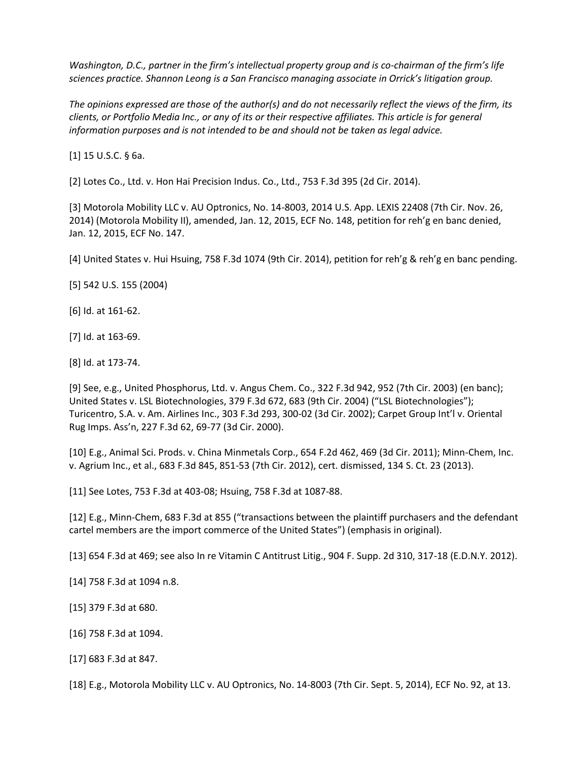*Washington, D.C., partner in the firm's intellectual property group and is co-chairman of the firm's life sciences practice. Shannon Leong is a San Francisco managing associate in Orrick's litigation group.*

*The opinions expressed are those of the author(s) and do not necessarily reflect the views of the firm, its clients, or Portfolio Media Inc., or any of its or their respective affiliates. This article is for general information purposes and is not intended to be and should not be taken as legal advice.*

[1] 15 U.S.C. § 6a.

[2] Lotes Co., Ltd. v. Hon Hai Precision Indus. Co., Ltd., 753 F.3d 395 (2d Cir. 2014).

[3] Motorola Mobility LLC v. AU Optronics, No. 14-8003, 2014 U.S. App. LEXIS 22408 (7th Cir. Nov. 26, 2014) (Motorola Mobility II), amended, Jan. 12, 2015, ECF No. 148, petition for reh'g en banc denied, Jan. 12, 2015, ECF No. 147.

[4] United States v. Hui Hsuing, 758 F.3d 1074 (9th Cir. 2014), petition for reh'g & reh'g en banc pending.

[5] 542 U.S. 155 (2004)

[6] Id. at 161-62.

[7] Id. at 163-69.

[8] Id. at 173-74.

[9] See, e.g., United Phosphorus, Ltd. v. Angus Chem. Co., 322 F.3d 942, 952 (7th Cir. 2003) (en banc); United States v. LSL Biotechnologies, 379 F.3d 672, 683 (9th Cir. 2004) ("LSL Biotechnologies"); Turicentro, S.A. v. Am. Airlines Inc., 303 F.3d 293, 300-02 (3d Cir. 2002); Carpet Group Int'l v. Oriental Rug Imps. Ass'n, 227 F.3d 62, 69-77 (3d Cir. 2000).

[10] E.g., Animal Sci. Prods. v. China Minmetals Corp., 654 F.2d 462, 469 (3d Cir. 2011); Minn-Chem, Inc. v. Agrium Inc., et al., 683 F.3d 845, 851-53 (7th Cir. 2012), cert. dismissed, 134 S. Ct. 23 (2013).

[11] See Lotes, 753 F.3d at 403-08; Hsuing, 758 F.3d at 1087-88.

[12] E.g., Minn-Chem, 683 F.3d at 855 ("transactions between the plaintiff purchasers and the defendant cartel members are the import commerce of the United States") (emphasis in original).

[13] 654 F.3d at 469; see also In re Vitamin C Antitrust Litig., 904 F. Supp. 2d 310, 317-18 (E.D.N.Y. 2012).

[14] 758 F.3d at 1094 n.8.

[15] 379 F.3d at 680.

[16] 758 F.3d at 1094.

[17] 683 F.3d at 847.

[18] E.g., Motorola Mobility LLC v. AU Optronics, No. 14-8003 (7th Cir. Sept. 5, 2014), ECF No. 92, at 13.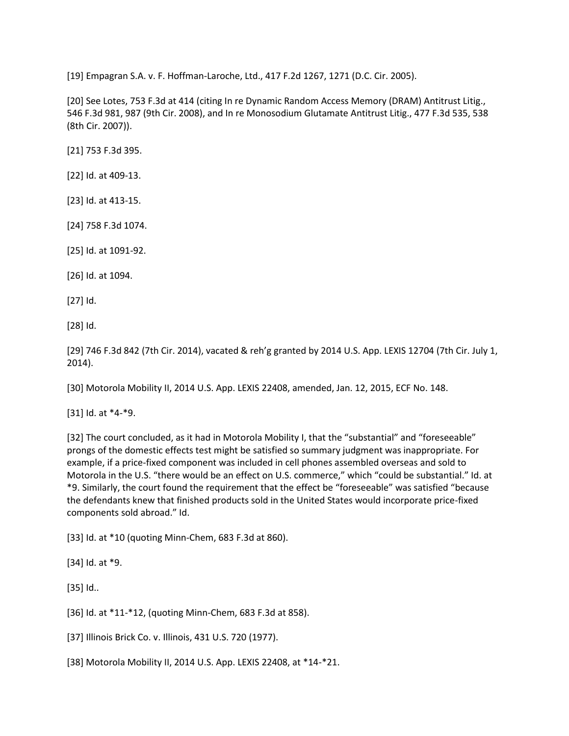[19] Empagran S.A. v. F. Hoffman-Laroche, Ltd., 417 F.2d 1267, 1271 (D.C. Cir. 2005).

[20] See Lotes, 753 F.3d at 414 (citing In re Dynamic Random Access Memory (DRAM) Antitrust Litig., 546 F.3d 981, 987 (9th Cir. 2008), and In re Monosodium Glutamate Antitrust Litig., 477 F.3d 535, 538 (8th Cir. 2007)).

[21] 753 F.3d 395.

[22] Id. at 409-13.

[23] Id. at 413-15.

[24] 758 F.3d 1074.

[25] Id. at 1091-92.

[26] Id. at 1094.

[27] Id.

[28] Id.

[29] 746 F.3d 842 (7th Cir. 2014), vacated & reh'g granted by 2014 U.S. App. LEXIS 12704 (7th Cir. July 1, 2014).

[30] Motorola Mobility II, 2014 U.S. App. LEXIS 22408, amended, Jan. 12, 2015, ECF No. 148.

[31] Id. at *4-*9.

[32] The court concluded, as it had in Motorola Mobility I, that the "substantial" and "foreseeable" prongs of the domestic effects test might be satisfied so summary judgment was inappropriate. For example, if a price-fixed component was included in cell phones assembled overseas and sold to Motorola in the U.S. "there would be an effect on U.S. commerce," which "could be substantial." Id. at *9. Similarly, the court found the requirement that the effect be "foreseeable" was satisfied "because the defendants knew that finished products sold in the United States would incorporate price-fixed components sold abroad." Id.

[33] Id. at *10 (quoting Minn-Chem, 683 F.3d at 860).

[34] Id. at *9.

[35] Id..

[36] Id. at *11-*12, (quoting Minn-Chem, 683 F.3d at 858).

[37] Illinois Brick Co. v. Illinois, 431 U.S. 720 (1977).

[38] Motorola Mobility II, 2014 U.S. App. LEXIS 22408, at *14-*21.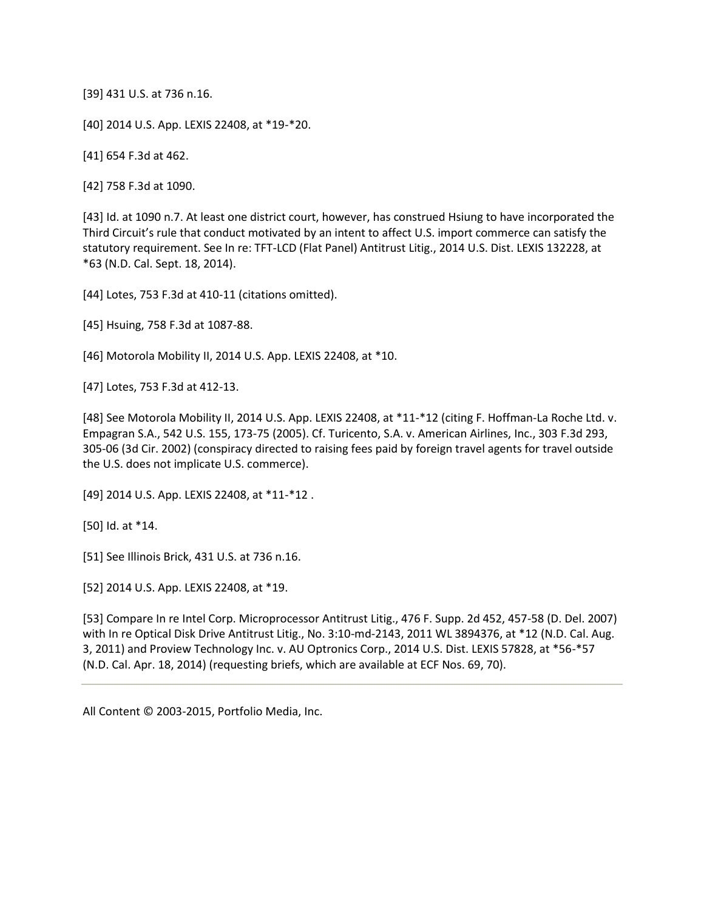[39] 431 U.S. at 736 n.16.

[40] 2014 U.S. App. LEXIS 22408, at *19-*20.

[41] 654 F.3d at 462.

[42] 758 F.3d at 1090.

[43] Id. at 1090 n.7. At least one district court, however, has construed Hsiung to have incorporated the Third Circuit's rule that conduct motivated by an intent to affect U.S. import commerce can satisfy the statutory requirement. See In re: TFT-LCD (Flat Panel) Antitrust Litig., 2014 U.S. Dist. LEXIS 132228, at *63 (N.D. Cal. Sept. 18, 2014).

[44] Lotes, 753 F.3d at 410-11 (citations omitted).

[45] Hsuing, 758 F.3d at 1087-88.

[46] Motorola Mobility II, 2014 U.S. App. LEXIS 22408, at *10.

[47] Lotes, 753 F.3d at 412-13.

[48] See Motorola Mobility II, 2014 U.S. App. LEXIS 22408, at *11-*12 (citing F. Hoffman-La Roche Ltd. v. Empagran S.A., 542 U.S. 155, 173-75 (2005). Cf. Turicento, S.A. v. American Airlines, Inc., 303 F.3d 293, 305-06 (3d Cir. 2002) (conspiracy directed to raising fees paid by foreign travel agents for travel outside the U.S. does not implicate U.S. commerce).

[49] 2014 U.S. App. LEXIS 22408, at *11-*12 .

[50] Id. at *14.

[51] See Illinois Brick, 431 U.S. at 736 n.16.

[52] 2014 U.S. App. LEXIS 22408, at *19.

[53] Compare In re Intel Corp. Microprocessor Antitrust Litig., 476 F. Supp. 2d 452, 457-58 (D. Del. 2007) with In re Optical Disk Drive Antitrust Litig., No. 3:10-md-2143, 2011 WL 3894376, at *12 (N.D. Cal. Aug. 3, 2011) and Proview Technology Inc. v. AU Optronics Corp., 2014 U.S. Dist. LEXIS 57828, at *56-*57 (N.D. Cal. Apr. 18, 2014) (requesting briefs, which are available at ECF Nos. 69, 70).

---

All Content © 2003-2015, Portfolio Media, Inc.